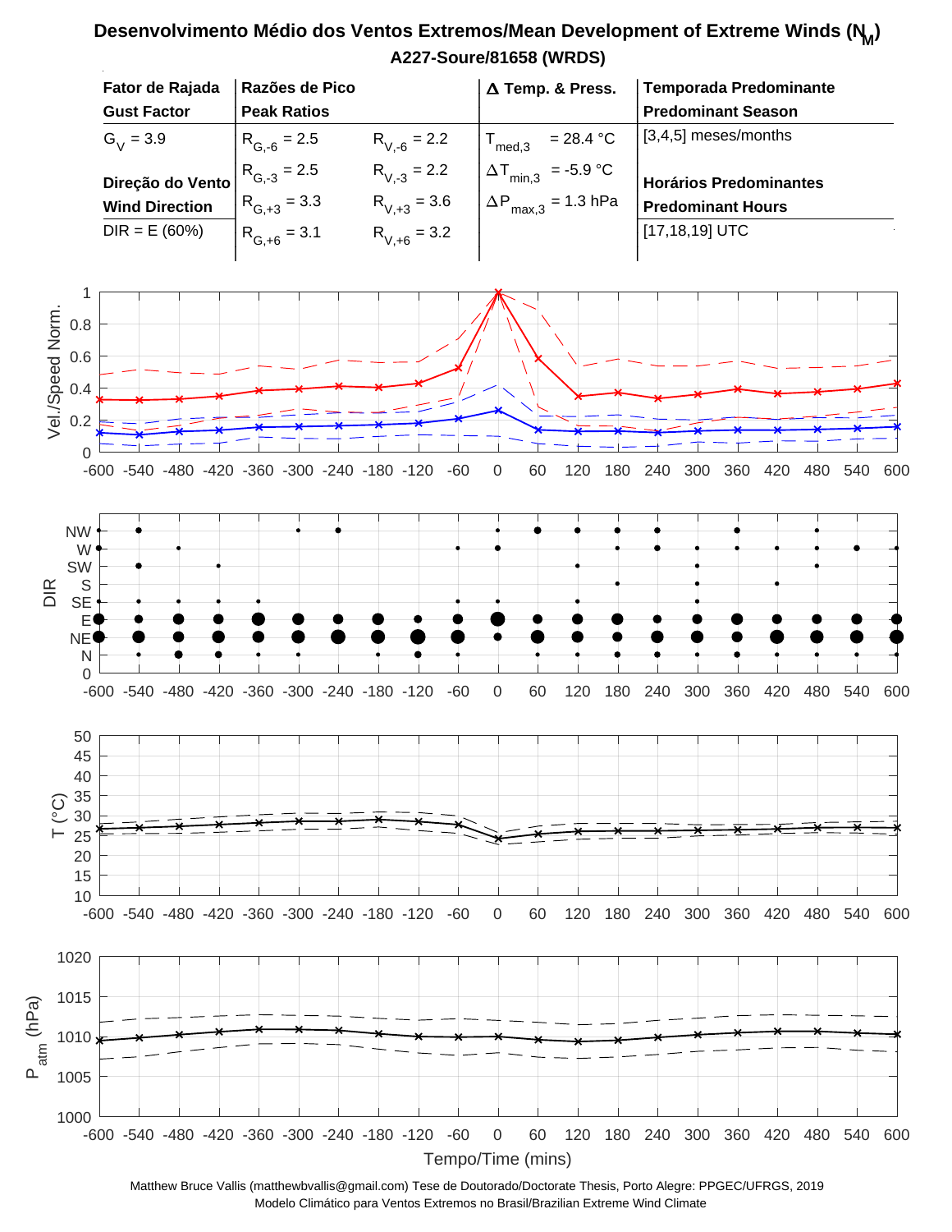# Desenvolvimento Médio dos Ventos Extremos/Mean Development of Extreme Winds ($N_M$)

## A227-Soure/81658 (WRDS)

| Fator de Rajada / Gust Factor | Razões de Pico / Peak Ratios | | Δ Temp. & Press. | Temporada Predominante / Predominant Season |
|---|---|---|---|---|
| $G_V$ = 3.9 | $R_{G,-6}$ = 2.5 | $R_{V,-6}$ = 2.2 | $T_{med,3}$ = 28.4 °C | [3,4,5] meses/months |
| **Direção do Vento / Wind Direction** | $R_{G,-3}$ = 2.5 | $R_{V,-3}$ = 2.2 | $\Delta T_{min,3}$ = -5.9 °C | **Horários Predominantes / Predominant Hours** |
| DIR = E (60%) | $R_{G,+3}$ = 3.3 | $R_{V,+3}$ = 3.6 | $\Delta P_{max,3}$ = 1.3 hPa | [17,18,19] UTC |
| | $R_{G,+6}$ = 3.1 | $R_{V,+6}$ = 3.2 | | |

Tempo/Time (mins)

Matthew Bruce Vallis (matthewbvallis@gmail.com) Tese de Doutorado/Doctorate Thesis, Porto Alegre: PPGEC/UFRGS, 2019
Modelo Climático para Ventos Extremos no Brasil/Brazilian Extreme Wind Climate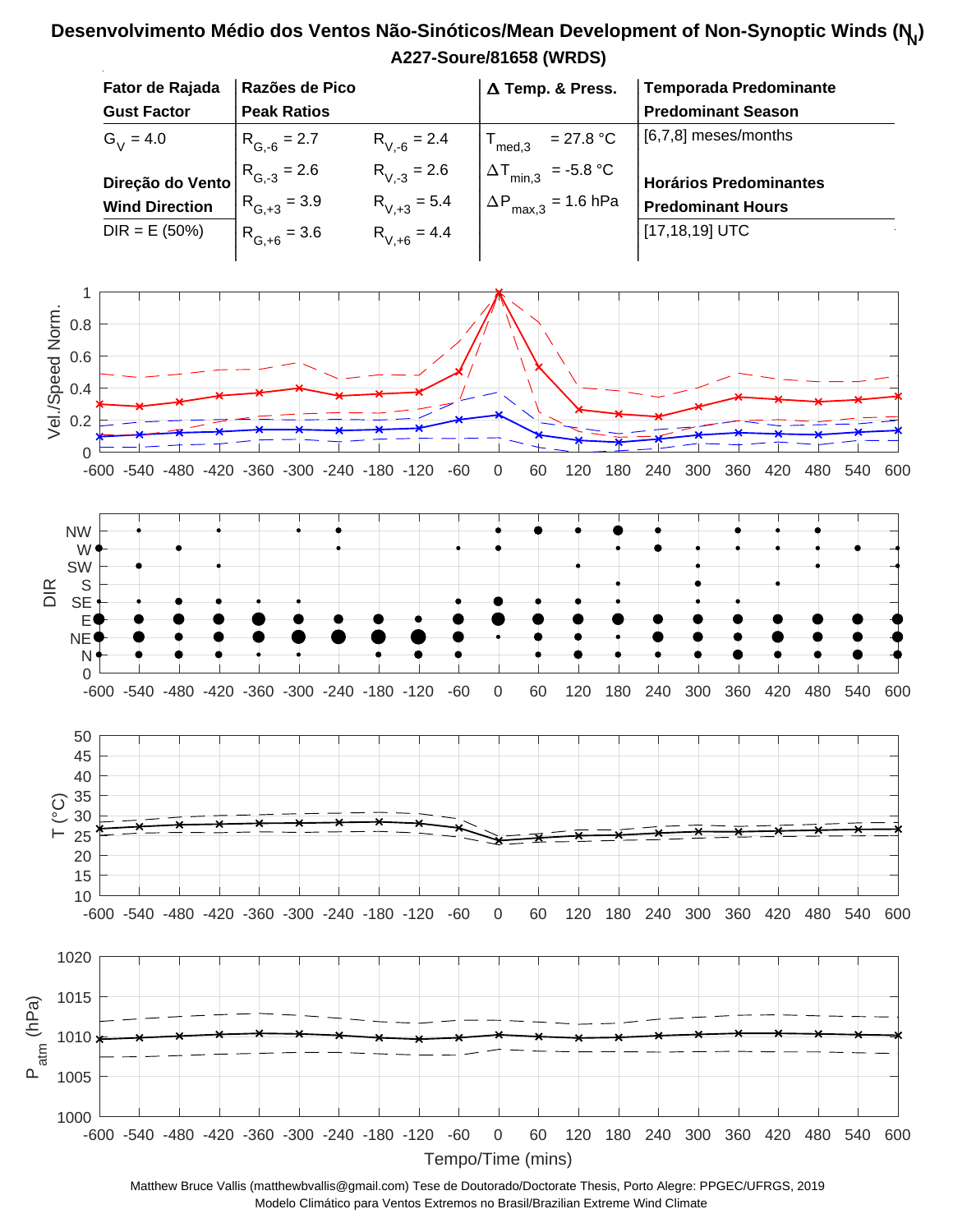# Desenvolvimento Médio dos Ventos Não-Sinóticos/Mean Development of Non-Synoptic Winds ($N_N$)

**A227-Soure/81658 (WRDS)**

| **Fator de Rajada** **Gust Factor** | **Razões de Pico** **Peak Ratios** | | **Δ Temp. & Press.** | **Temporada Predominante** **Predominant Season** |
|---|---|---|---|---|
| $G_V$ = 4.0 | $R_{G,-6}$ = 2.7 | $R_{V,-6}$ = 2.4 | $T_{med,3}$ = 27.8 °C | [6,7,8] meses/months |
| **Direção do Vento** **Wind Direction** | $R_{G,-3}$ = 2.6 | $R_{V,-3}$ = 2.6 | $\Delta T_{min,3}$ = -5.8 °C | **Horários Predominantes** **Predominant Hours** |
| DIR = E (50%) | $R_{G,+3}$ = 3.9 | $R_{V,+3}$ = 5.4 | $\Delta P_{max,3}$ = 1.6 hPa | [17,18,19] UTC |
| | $R_{G,+6}$ = 3.6 | $R_{V,+6}$ = 4.4 | | |

Tempo/Time (mins)

Matthew Bruce Vallis (matthewbvallis@gmail.com) Tese de Doutorado/Doctorate Thesis, Porto Alegre: PPGEC/UFRGS, 2019
Modelo Climático para Ventos Extremos no Brasil/Brazilian Extreme Wind Climate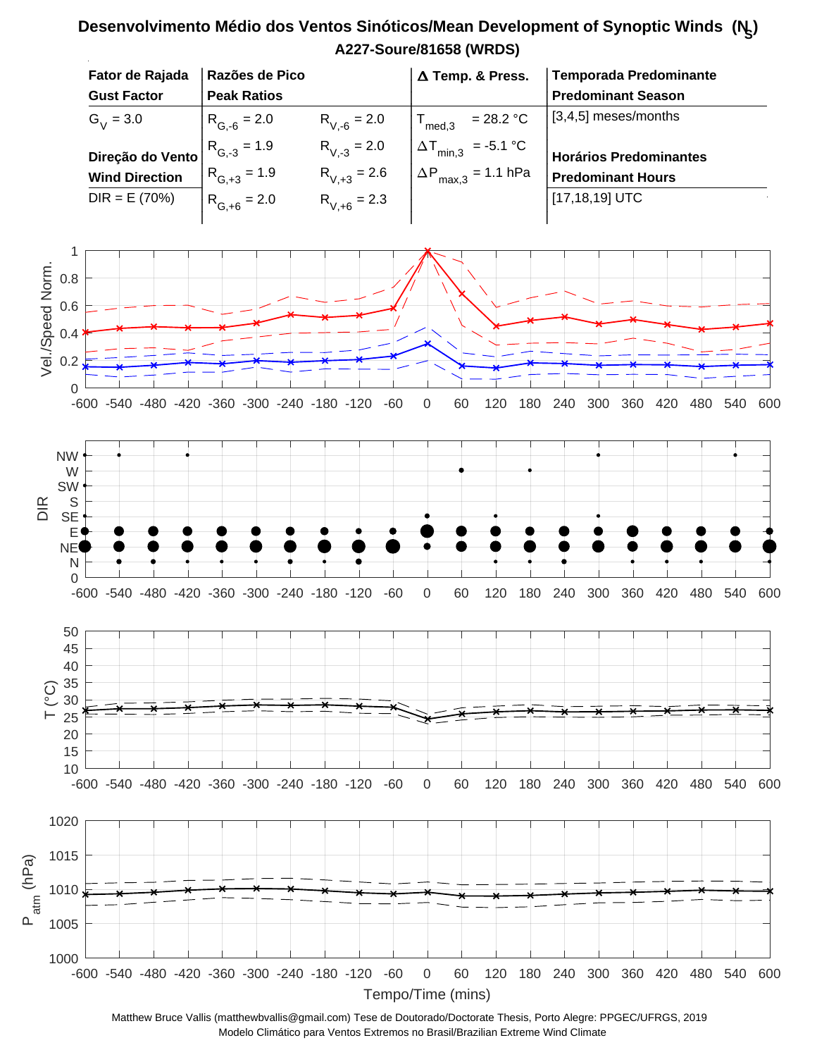# Desenvolvimento Médio dos Ventos Sinóticos/Mean Development of Synoptic Winds ($N_S$)

## A227-Soure/81658 (WRDS)

| Fator de Rajada / Gust Factor | Razões de Pico / Peak Ratios | | Δ Temp. & Press. | Temporada Predominante / Predominant Season |
|---|---|---|---|---|
| $G_V = 3.0$ | $R_{G,-6} = 2.0$ | $R_{V,-6} = 2.0$ | $T_{med,3} = 28.2$ °C | [3,4,5] meses/months |
| **Direção do Vento / Wind Direction** | $R_{G,-3} = 1.9$ | $R_{V,-3} = 2.0$ | $\Delta T_{min,3} = -5.1$ °C | **Horários Predominantes / Predominant Hours** |
| DIR = E (70%) | $R_{G,+3} = 1.9$ | $R_{V,+3} = 2.6$ | $\Delta P_{max,3} = 1.1$ hPa | [17,18,19] UTC |
| | $R_{G,+6} = 2.0$ | $R_{V,+6} = 2.3$ | | |

Vel./Speed Norm.
1
0.8
0.6
0.4
0.2
0
-600 -540 -480 -420 -360 -300 -240 -180 -120 -60 0 60 120 180 240 300 360 420 480 540 600

DIR
NW
W
SW
S
SE
E
NE
N
0
-600 -540 -480 -420 -360 -300 -240 -180 -120 -60 0 60 120 180 240 300 360 420 480 540 600

T (°C)
50
45
40
35
30
25
20
15
10
-600 -540 -480 -420 -360 -300 -240 -180 -120 -60 0 60 120 180 240 300 360 420 480 540 600

$P_{atm}$ (hPa)
1020
1015
1010
1005
1000
-600 -540 -480 -420 -360 -300 -240 -180 -120 -60 0 60 120 180 240 300 360 420 480 540 600

Tempo/Time (mins)

Matthew Bruce Vallis (matthewbvallis@gmail.com) Tese de Doutorado/Doctorate Thesis, Porto Alegre: PPGEC/UFRGS, 2019
Modelo Climático para Ventos Extremos no Brasil/Brazilian Extreme Wind Climate